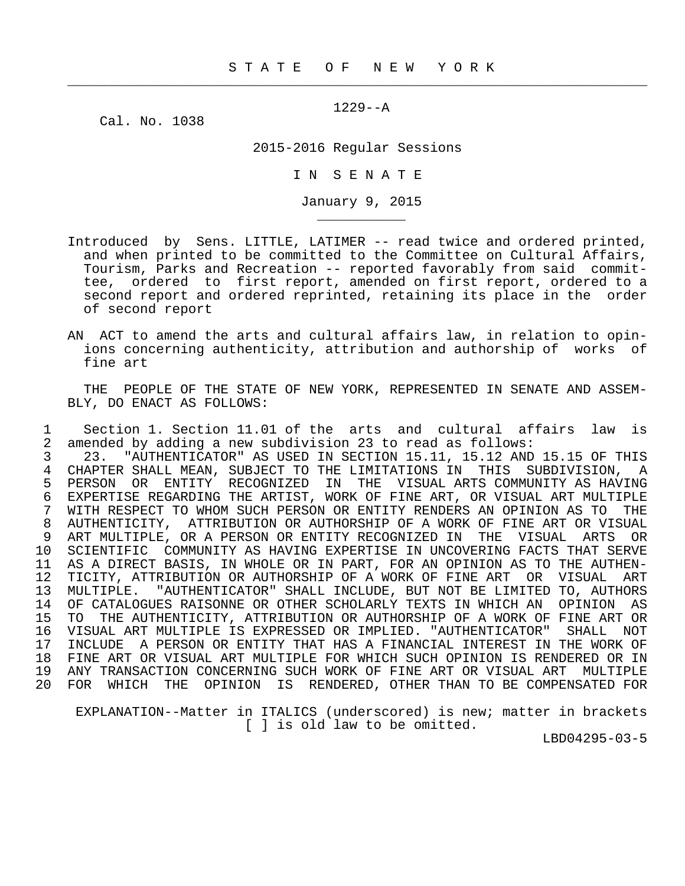STATE OF NEW YORK

1229--A

Cal. No. 1038

2015-2016 Regular Sessions

IN SENATE

January 9, 2015

Introduced by Sens. LITTLE, LATIMER -- read twice and ordered printed, and when printed to be committed to the Committee on Cultural Affairs, Tourism, Parks and Recreation -- reported favorably from said committee, ordered to first report, amended on first report, ordered to a second report and ordered reprinted, retaining its place in the order of second report

AN ACT to amend the arts and cultural affairs law, in relation to opinions concerning authenticity, attribution and authorship of works of fine art

THE PEOPLE OF THE STATE OF NEW YORK, REPRESENTED IN SENATE AND ASSEMBLY, DO ENACT AS FOLLOWS:

1 Section 1. Section 11.01 of the arts and cultural affairs law is
2 amended by adding a new subdivision 23 to read as follows:
3 23. "AUTHENTICATOR" AS USED IN SECTION 15.11, 15.12 AND 15.15 OF THIS
4 CHAPTER SHALL MEAN, SUBJECT TO THE LIMITATIONS IN THIS SUBDIVISION, A
5 PERSON OR ENTITY RECOGNIZED IN THE VISUAL ARTS COMMUNITY AS HAVING
6 EXPERTISE REGARDING THE ARTIST, WORK OF FINE ART, OR VISUAL ART MULTIPLE
7 WITH RESPECT TO WHOM SUCH PERSON OR ENTITY RENDERS AN OPINION AS TO THE
8 AUTHENTICITY, ATTRIBUTION OR AUTHORSHIP OF A WORK OF FINE ART OR VISUAL
9 ART MULTIPLE, OR A PERSON OR ENTITY RECOGNIZED IN THE VISUAL ARTS OR
10 SCIENTIFIC COMMUNITY AS HAVING EXPERTISE IN UNCOVERING FACTS THAT SERVE
11 AS A DIRECT BASIS, IN WHOLE OR IN PART, FOR AN OPINION AS TO THE AUTHEN-
12 TICITY, ATTRIBUTION OR AUTHORSHIP OF A WORK OF FINE ART OR VISUAL ART
13 MULTIPLE. "AUTHENTICATOR" SHALL INCLUDE, BUT NOT BE LIMITED TO, AUTHORS
14 OF CATALOGUES RAISONNE OR OTHER SCHOLARLY TEXTS IN WHICH AN OPINION AS
15 TO THE AUTHENTICITY, ATTRIBUTION OR AUTHORSHIP OF A WORK OF FINE ART OR
16 VISUAL ART MULTIPLE IS EXPRESSED OR IMPLIED. "AUTHENTICATOR" SHALL NOT
17 INCLUDE A PERSON OR ENTITY THAT HAS A FINANCIAL INTEREST IN THE WORK OF
18 FINE ART OR VISUAL ART MULTIPLE FOR WHICH SUCH OPINION IS RENDERED OR IN
19 ANY TRANSACTION CONCERNING SUCH WORK OF FINE ART OR VISUAL ART MULTIPLE
20 FOR WHICH THE OPINION IS RENDERED, OTHER THAN TO BE COMPENSATED FOR

EXPLANATION--Matter in ITALICS (underscored) is new; matter in brackets [ ] is old law to be omitted.

LBD04295-03-5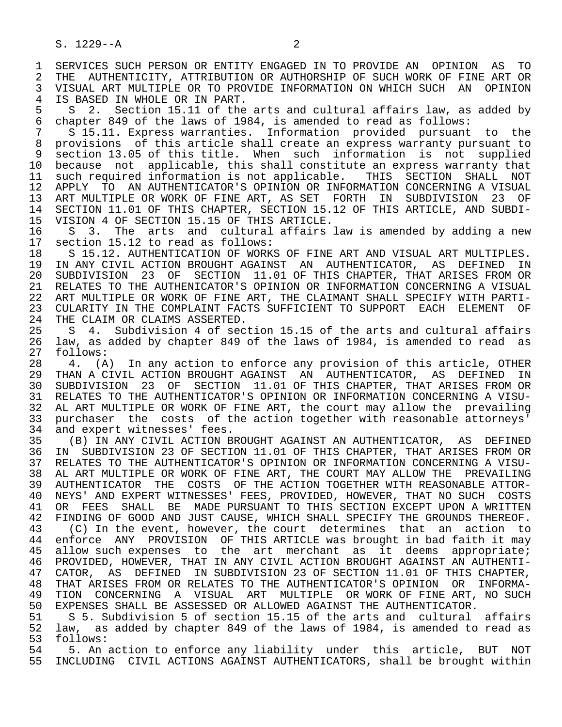SERVICES SUCH PERSON OR ENTITY ENGAGED IN TO PROVIDE AN OPINION AS TO THE AUTHENTICITY, ATTRIBUTION OR AUTHORSHIP OF SUCH WORK OF FINE ART OR VISUAL ART MULTIPLE OR TO PROVIDE INFORMATION ON WHICH SUCH AN OPINION IS BASED IN WHOLE OR IN PART.

S 2. Section 15.11 of the arts and cultural affairs law, as added by chapter 849 of the laws of 1984, is amended to read as follows:

S 15.11. Express warranties. Information provided pursuant to the provisions of this article shall create an express warranty pursuant to section 13.05 of this title. When such information is not supplied because not applicable, this shall constitute an express warranty that such required information is not applicable. THIS SECTION SHALL NOT APPLY TO AN AUTHENTICATOR'S OPINION OR INFORMATION CONCERNING A VISUAL ART MULTIPLE OR WORK OF FINE ART, AS SET FORTH IN SUBDIVISION 23 OF SECTION 11.01 OF THIS CHAPTER, SECTION 15.12 OF THIS ARTICLE, AND SUBDIVISION 4 OF SECTION 15.15 OF THIS ARTICLE.

S 3. The arts and cultural affairs law is amended by adding a new section 15.12 to read as follows:

S 15.12. AUTHENTICATION OF WORKS OF FINE ART AND VISUAL ART MULTIPLES. IN ANY CIVIL ACTION BROUGHT AGAINST AN AUTHENTICATOR, AS DEFINED IN SUBDIVISION 23 OF SECTION 11.01 OF THIS CHAPTER, THAT ARISES FROM OR RELATES TO THE AUTHENICATOR'S OPINION OR INFORMATION CONCERNING A VISUAL ART MULTIPLE OR WORK OF FINE ART, THE CLAIMANT SHALL SPECIFY WITH PARTICULARITY IN THE COMPLAINT FACTS SUFFICIENT TO SUPPORT EACH ELEMENT OF THE CLAIM OR CLAIMS ASSERTED.

S 4. Subdivision 4 of section 15.15 of the arts and cultural affairs law, as added by chapter 849 of the laws of 1984, is amended to read as follows:

4. (A) In any action to enforce any provision of this article, OTHER THAN A CIVIL ACTION BROUGHT AGAINST AN AUTHENTICATOR, AS DEFINED IN SUBDIVISION 23 OF SECTION 11.01 OF THIS CHAPTER, THAT ARISES FROM OR RELATES TO THE AUTHENTICATOR'S OPINION OR INFORMATION CONCERNING A VISUAL ART MULTIPLE OR WORK OF FINE ART, the court may allow the prevailing purchaser the costs of the action together with reasonable attorneys' and expert witnesses' fees.

(B) IN ANY CIVIL ACTION BROUGHT AGAINST AN AUTHENTICATOR, AS DEFINED IN SUBDIVISION 23 OF SECTION 11.01 OF THIS CHAPTER, THAT ARISES FROM OR RELATES TO THE AUTHENTICATOR'S OPINION OR INFORMATION CONCERNING A VISUAL ART MULTIPLE OR WORK OF FINE ART, THE COURT MAY ALLOW THE PREVAILING AUTHENTICATOR THE COSTS OF THE ACTION TOGETHER WITH REASONABLE ATTORNEYS' AND EXPERT WITNESSES' FEES, PROVIDED, HOWEVER, THAT NO SUCH COSTS OR FEES SHALL BE MADE PURSUANT TO THIS SECTION EXCEPT UPON A WRITTEN FINDING OF GOOD AND JUST CAUSE, WHICH SHALL SPECIFY THE GROUNDS THEREOF.

(C) In the event, however, the court determines that an action to enforce ANY PROVISION OF THIS ARTICLE was brought in bad faith it may allow such expenses to the art merchant as it deems appropriate; PROVIDED, HOWEVER, THAT IN ANY CIVIL ACTION BROUGHT AGAINST AN AUTHENTICATOR, AS DEFINED IN SUBDIVISION 23 OF SECTION 11.01 OF THIS CHAPTER, THAT ARISES FROM OR RELATES TO THE AUTHENTICATOR'S OPINION OR INFORMATION CONCERNING A VISUAL ART MULTIPLE OR WORK OF FINE ART, NO SUCH EXPENSES SHALL BE ASSESSED OR ALLOWED AGAINST THE AUTHENTICATOR.

S 5. Subdivision 5 of section 15.15 of the arts and cultural affairs law, as added by chapter 849 of the laws of 1984, is amended to read as follows:

5. An action to enforce any liability under this article, BUT NOT INCLUDING CIVIL ACTIONS AGAINST AUTHENTICATORS, shall be brought within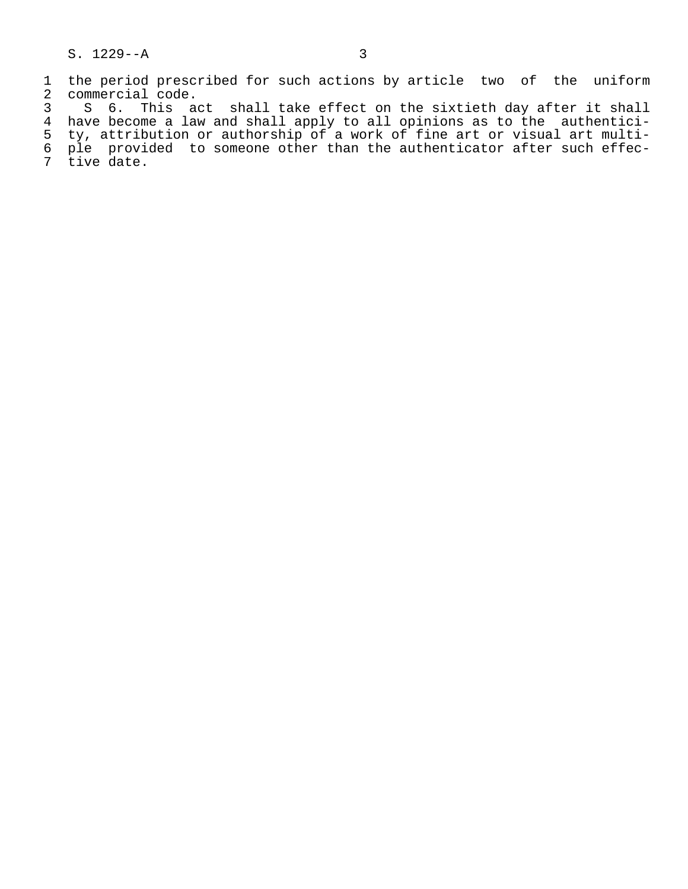the period prescribed for such actions by article two of the uniform commercial code.

S 6. This act shall take effect on the sixtieth day after it shall have become a law and shall apply to all opinions as to the authenticity, attribution or authorship of a work of fine art or visual art multiple provided to someone other than the authenticator after such effective date.